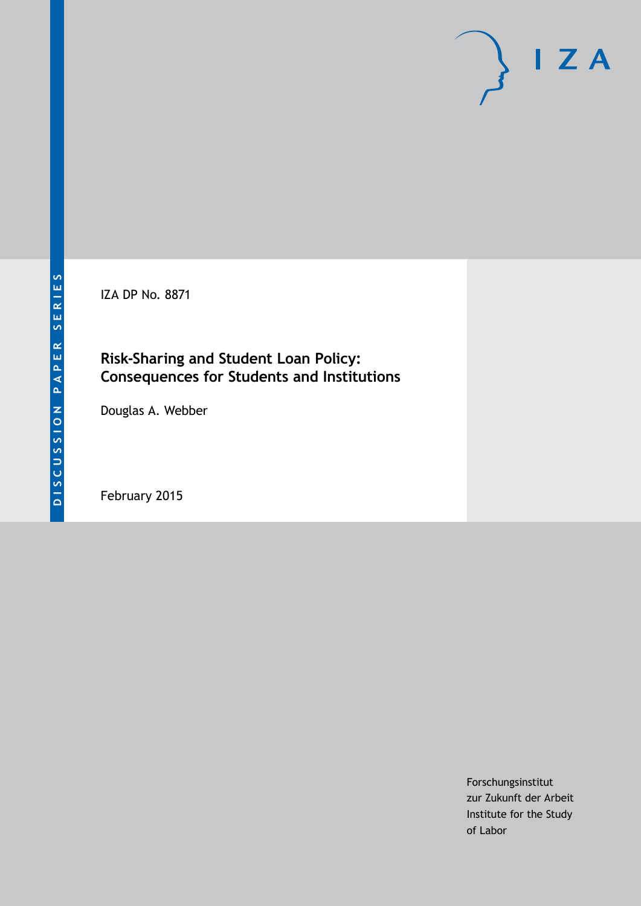DISCUSSION PAPER SERIES

IZA

IZA DP No. 8871

# Risk-Sharing and Student Loan Policy: Consequences for Students and Institutions

Douglas A. Webber

February 2015

Forschungsinstitut
zur Zukunft der Arbeit
Institute for the Study
of Labor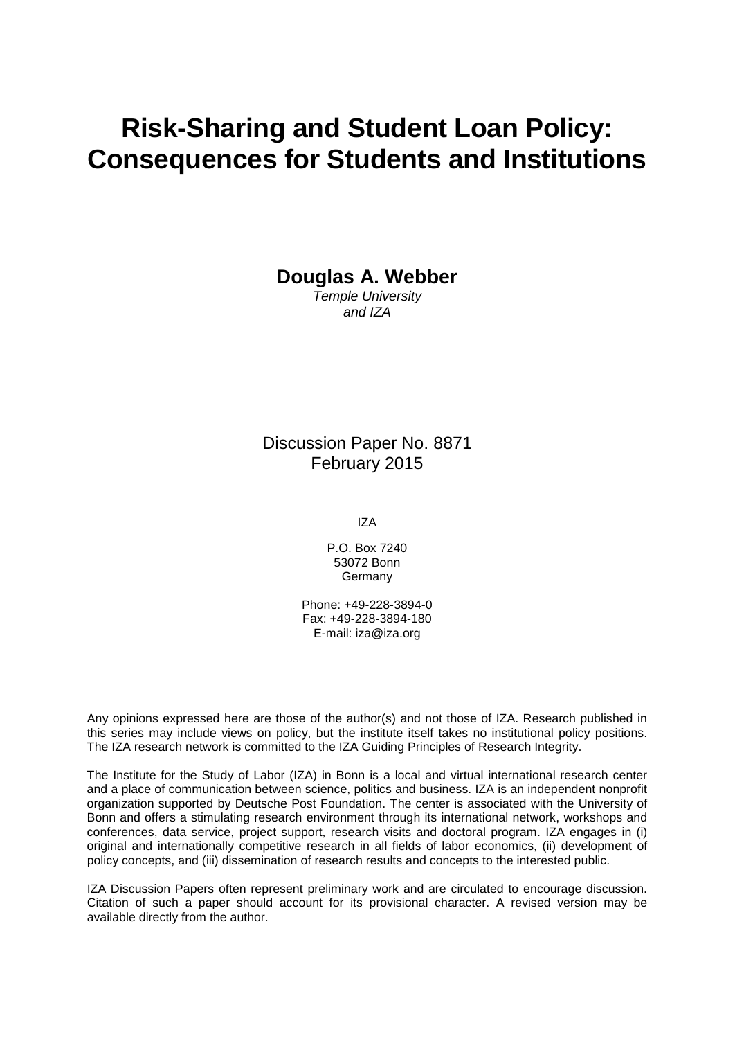# Risk-Sharing and Student Loan Policy: Consequences for Students and Institutions

**Douglas A. Webber**

*Temple University*
*and IZA*

Discussion Paper No. 8871
February 2015

IZA

P.O. Box 7240
53072 Bonn
Germany

Phone: +49-228-3894-0
Fax: +49-228-3894-180
E-mail: iza@iza.org

Any opinions expressed here are those of the author(s) and not those of IZA. Research published in this series may include views on policy, but the institute itself takes no institutional policy positions. The IZA research network is committed to the IZA Guiding Principles of Research Integrity.

The Institute for the Study of Labor (IZA) in Bonn is a local and virtual international research center and a place of communication between science, politics and business. IZA is an independent nonprofit organization supported by Deutsche Post Foundation. The center is associated with the University of Bonn and offers a stimulating research environment through its international network, workshops and conferences, data service, project support, research visits and doctoral program. IZA engages in (i) original and internationally competitive research in all fields of labor economics, (ii) development of policy concepts, and (iii) dissemination of research results and concepts to the interested public.

IZA Discussion Papers often represent preliminary work and are circulated to encourage discussion. Citation of such a paper should account for its provisional character. A revised version may be available directly from the author.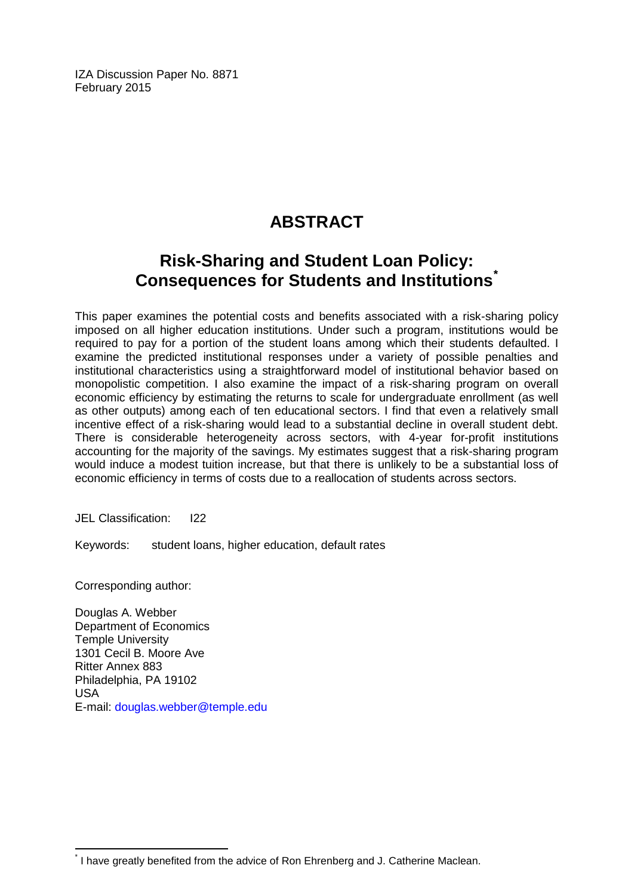IZA Discussion Paper No. 8871
February 2015

# ABSTRACT

## Risk-Sharing and Student Loan Policy: Consequences for Students and Institutions[*]

This paper examines the potential costs and benefits associated with a risk-sharing policy imposed on all higher education institutions. Under such a program, institutions would be required to pay for a portion of the student loans among which their students defaulted. I examine the predicted institutional responses under a variety of possible penalties and institutional characteristics using a straightforward model of institutional behavior based on monopolistic competition. I also examine the impact of a risk-sharing program on overall economic efficiency by estimating the returns to scale for undergraduate enrollment (as well as other outputs) among each of ten educational sectors. I find that even a relatively small incentive effect of a risk-sharing would lead to a substantial decline in overall student debt. There is considerable heterogeneity across sectors, with 4-year for-profit institutions accounting for the majority of the savings. My estimates suggest that a risk-sharing program would induce a modest tuition increase, but that there is unlikely to be a substantial loss of economic efficiency in terms of costs due to a reallocation of students across sectors.

JEL Classification: I22

Keywords: student loans, higher education, default rates

Corresponding author:

Douglas A. Webber
Department of Economics
Temple University
1301 Cecil B. Moore Ave
Ritter Annex 883
Philadelphia, PA 19102
USA
E-mail: douglas.webber@temple.edu

[*] I have greatly benefited from the advice of Ron Ehrenberg and J. Catherine Maclean.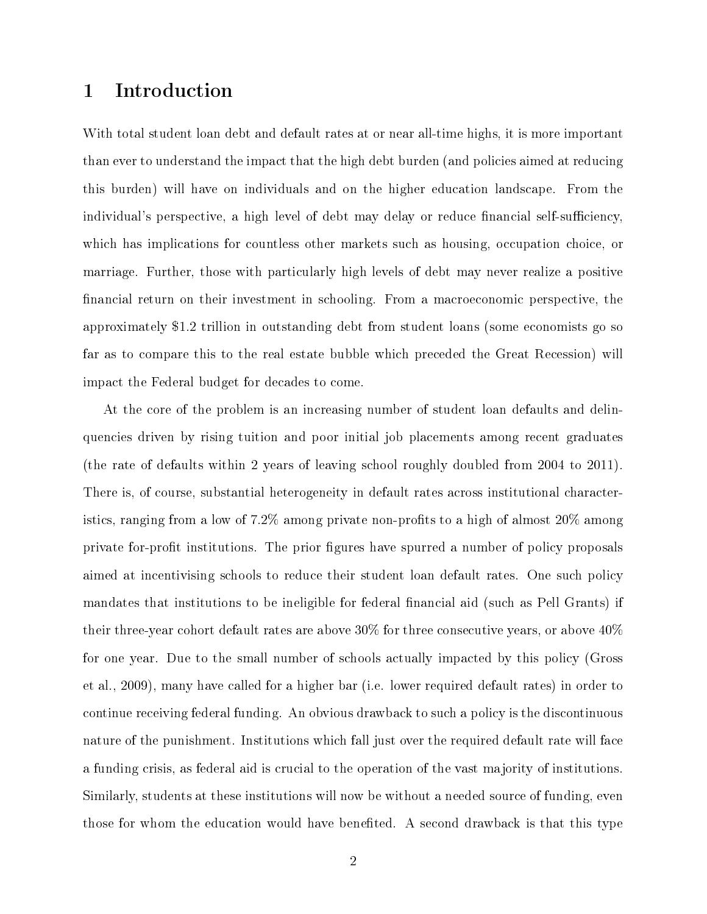# 1 Introduction

With total student loan debt and default rates at or near all-time highs, it is more important than ever to understand the impact that the high debt burden (and policies aimed at reducing this burden) will have on individuals and on the higher education landscape. From the individual's perspective, a high level of debt may delay or reduce financial self-sufficiency, which has implications for countless other markets such as housing, occupation choice, or marriage. Further, those with particularly high levels of debt may never realize a positive financial return on their investment in schooling. From a macroeconomic perspective, the approximately $1.2 trillion in outstanding debt from student loans (some economists go so far as to compare this to the real estate bubble which preceded the Great Recession) will impact the Federal budget for decades to come.

At the core of the problem is an increasing number of student loan defaults and delinquencies driven by rising tuition and poor initial job placements among recent graduates (the rate of defaults within 2 years of leaving school roughly doubled from 2004 to 2011). There is, of course, substantial heterogeneity in default rates across institutional characteristics, ranging from a low of 7.2% among private non-profits to a high of almost 20% among private for-profit institutions. The prior figures have spurred a number of policy proposals aimed at incentivising schools to reduce their student loan default rates. One such policy mandates that institutions to be ineligible for federal financial aid (such as Pell Grants) if their three-year cohort default rates are above 30% for three consecutive years, or above 40% for one year. Due to the small number of schools actually impacted by this policy (Gross et al., 2009), many have called for a higher bar (i.e. lower required default rates) in order to continue receiving federal funding. An obvious drawback to such a policy is the discontinuous nature of the punishment. Institutions which fall just over the required default rate will face a funding crisis, as federal aid is crucial to the operation of the vast majority of institutions. Similarly, students at these institutions will now be without a needed source of funding, even those for whom the education would have benefited. A second drawback is that this type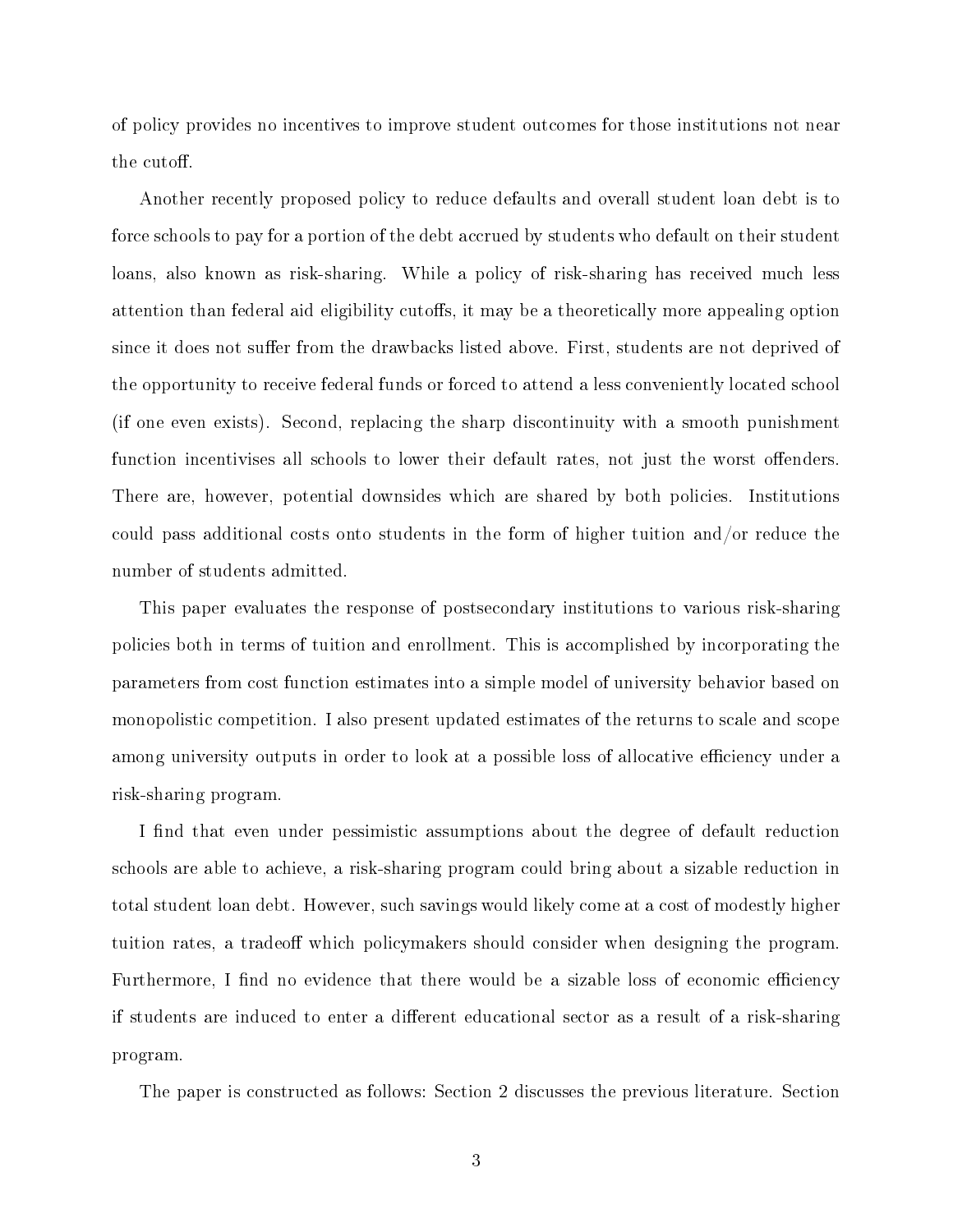of policy provides no incentives to improve student outcomes for those institutions not near the cutoff.

Another recently proposed policy to reduce defaults and overall student loan debt is to force schools to pay for a portion of the debt accrued by students who default on their student loans, also known as risk-sharing. While a policy of risk-sharing has received much less attention than federal aid eligibility cutoffs, it may be a theoretically more appealing option since it does not suffer from the drawbacks listed above. First, students are not deprived of the opportunity to receive federal funds or forced to attend a less conveniently located school (if one even exists). Second, replacing the sharp discontinuity with a smooth punishment function incentivises all schools to lower their default rates, not just the worst offenders. There are, however, potential downsides which are shared by both policies. Institutions could pass additional costs onto students in the form of higher tuition and/or reduce the number of students admitted.

This paper evaluates the response of postsecondary institutions to various risk-sharing policies both in terms of tuition and enrollment. This is accomplished by incorporating the parameters from cost function estimates into a simple model of university behavior based on monopolistic competition. I also present updated estimates of the returns to scale and scope among university outputs in order to look at a possible loss of allocative efficiency under a risk-sharing program.

I find that even under pessimistic assumptions about the degree of default reduction schools are able to achieve, a risk-sharing program could bring about a sizable reduction in total student loan debt. However, such savings would likely come at a cost of modestly higher tuition rates, a tradeoff which policymakers should consider when designing the program. Furthermore, I find no evidence that there would be a sizable loss of economic efficiency if students are induced to enter a different educational sector as a result of a risk-sharing program.

The paper is constructed as follows: Section 2 discusses the previous literature. Section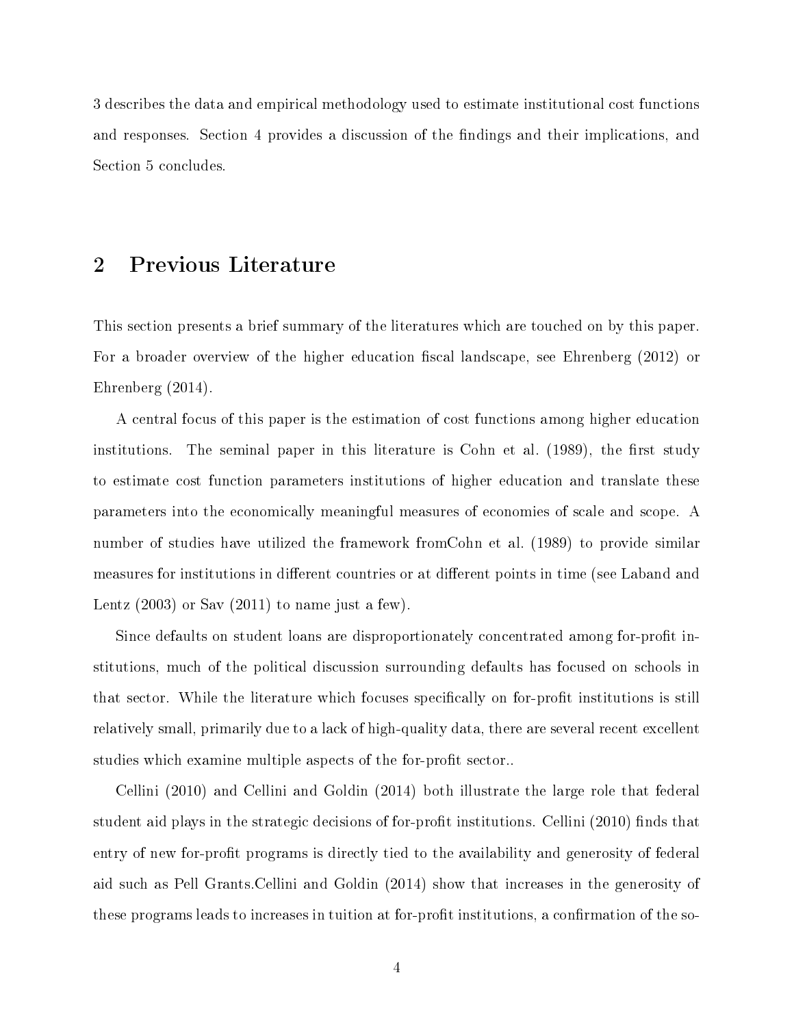3 describes the data and empirical methodology used to estimate institutional cost functions and responses. Section 4 provides a discussion of the findings and their implications, and Section 5 concludes.

# 2 Previous Literature

This section presents a brief summary of the literatures which are touched on by this paper. For a broader overview of the higher education fiscal landscape, see Ehrenberg (2012) or Ehrenberg (2014).

A central focus of this paper is the estimation of cost functions among higher education institutions. The seminal paper in this literature is Cohn et al. (1989), the first study to estimate cost function parameters institutions of higher education and translate these parameters into the economically meaningful measures of economies of scale and scope. A number of studies have utilized the framework fromCohn et al. (1989) to provide similar measures for institutions in different countries or at different points in time (see Laband and Lentz (2003) or Sav (2011) to name just a few).

Since defaults on student loans are disproportionately concentrated among for-profit institutions, much of the political discussion surrounding defaults has focused on schools in that sector. While the literature which focuses specifically on for-profit institutions is still relatively small, primarily due to a lack of high-quality data, there are several recent excellent studies which examine multiple aspects of the for-profit sector..

Cellini (2010) and Cellini and Goldin (2014) both illustrate the large role that federal student aid plays in the strategic decisions of for-profit institutions. Cellini (2010) finds that entry of new for-profit programs is directly tied to the availability and generosity of federal aid such as Pell Grants.Cellini and Goldin (2014) show that increases in the generosity of these programs leads to increases in tuition at for-profit institutions, a confirmation of the so-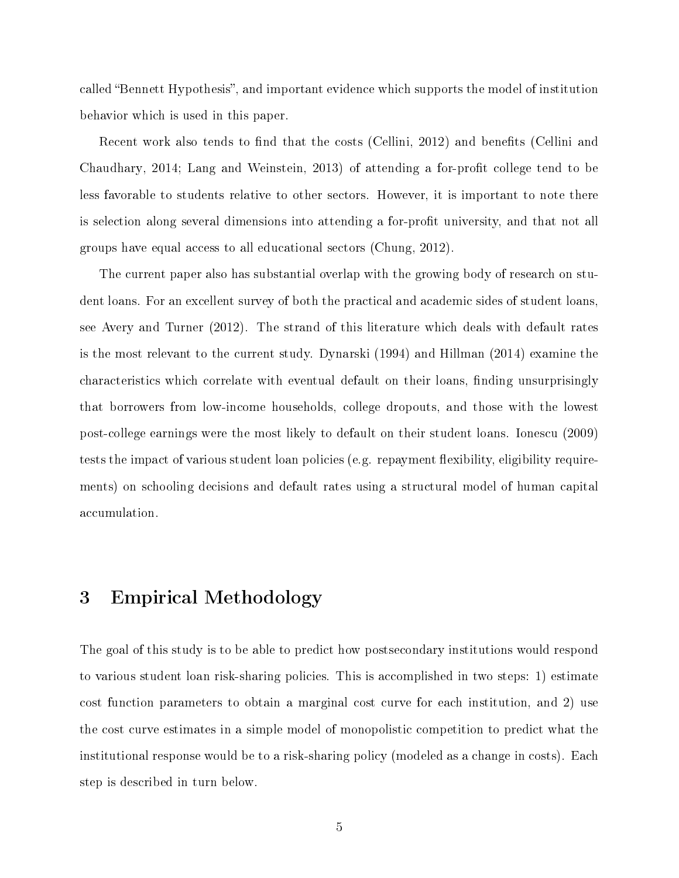called "Bennett Hypothesis", and important evidence which supports the model of institution behavior which is used in this paper.

Recent work also tends to find that the costs (Cellini, 2012) and benefits (Cellini and Chaudhary, 2014; Lang and Weinstein, 2013) of attending a for-profit college tend to be less favorable to students relative to other sectors. However, it is important to note there is selection along several dimensions into attending a for-profit university, and that not all groups have equal access to all educational sectors (Chung, 2012).

The current paper also has substantial overlap with the growing body of research on student loans. For an excellent survey of both the practical and academic sides of student loans, see Avery and Turner (2012). The strand of this literature which deals with default rates is the most relevant to the current study. Dynarski (1994) and Hillman (2014) examine the characteristics which correlate with eventual default on their loans, finding unsurprisingly that borrowers from low-income households, college dropouts, and those with the lowest post-college earnings were the most likely to default on their student loans. Ionescu (2009) tests the impact of various student loan policies (e.g. repayment flexibility, eligibility requirements) on schooling decisions and default rates using a structural model of human capital accumulation.

# 3 Empirical Methodology

The goal of this study is to be able to predict how postsecondary institutions would respond to various student loan risk-sharing policies. This is accomplished in two steps: 1) estimate cost function parameters to obtain a marginal cost curve for each institution, and 2) use the cost curve estimates in a simple model of monopolistic competition to predict what the institutional response would be to a risk-sharing policy (modeled as a change in costs). Each step is described in turn below.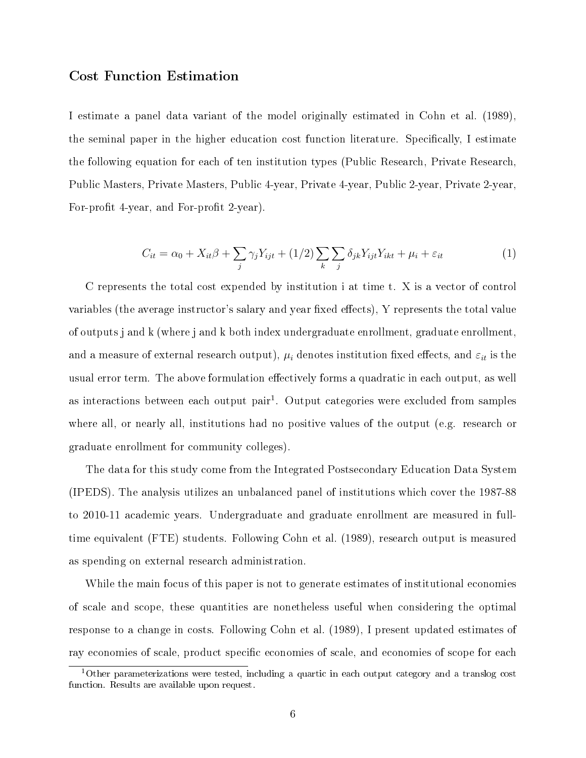## Cost Function Estimation

I estimate a panel data variant of the model originally estimated in Cohn et al. (1989), the seminal paper in the higher education cost function literature. Specifically, I estimate the following equation for each of ten institution types (Public Research, Private Research, Public Masters, Private Masters, Public 4-year, Private 4-year, Public 2-year, Private 2-year, For-profit 4-year, and For-profit 2-year).

$$C_{it} = \alpha_0 + X_{it}\beta + \sum_j \gamma_j Y_{ijt} + (1/2)\sum_k \sum_j \delta_{jk} Y_{ijt} Y_{ikt} + \mu_i + \varepsilon_{it} \tag{1}$$

C represents the total cost expended by institution i at time t. X is a vector of control variables (the average instructor's salary and year fixed effects), Y represents the total value of outputs j and k (where j and k both index undergraduate enrollment, graduate enrollment, and a measure of external research output), $\mu_i$ denotes institution fixed effects, and $\varepsilon_{it}$ is the usual error term. The above formulation effectively forms a quadratic in each output, as well as interactions between each output pair[1]. Output categories were excluded from samples where all, or nearly all, institutions had no positive values of the output (e.g. research or graduate enrollment for community colleges).

The data for this study come from the Integrated Postsecondary Education Data System (IPEDS). The analysis utilizes an unbalanced panel of institutions which cover the 1987-88 to 2010-11 academic years. Undergraduate and graduate enrollment are measured in full-time equivalent (FTE) students. Following Cohn et al. (1989), research output is measured as spending on external research administration.

While the main focus of this paper is not to generate estimates of institutional economies of scale and scope, these quantities are nonetheless useful when considering the optimal response to a change in costs. Following Cohn et al. (1989), I present updated estimates of ray economies of scale, product specific economies of scale, and economies of scope for each

[1] Other parameterizations were tested, including a quartic in each output category and a translog cost function. Results are available upon request.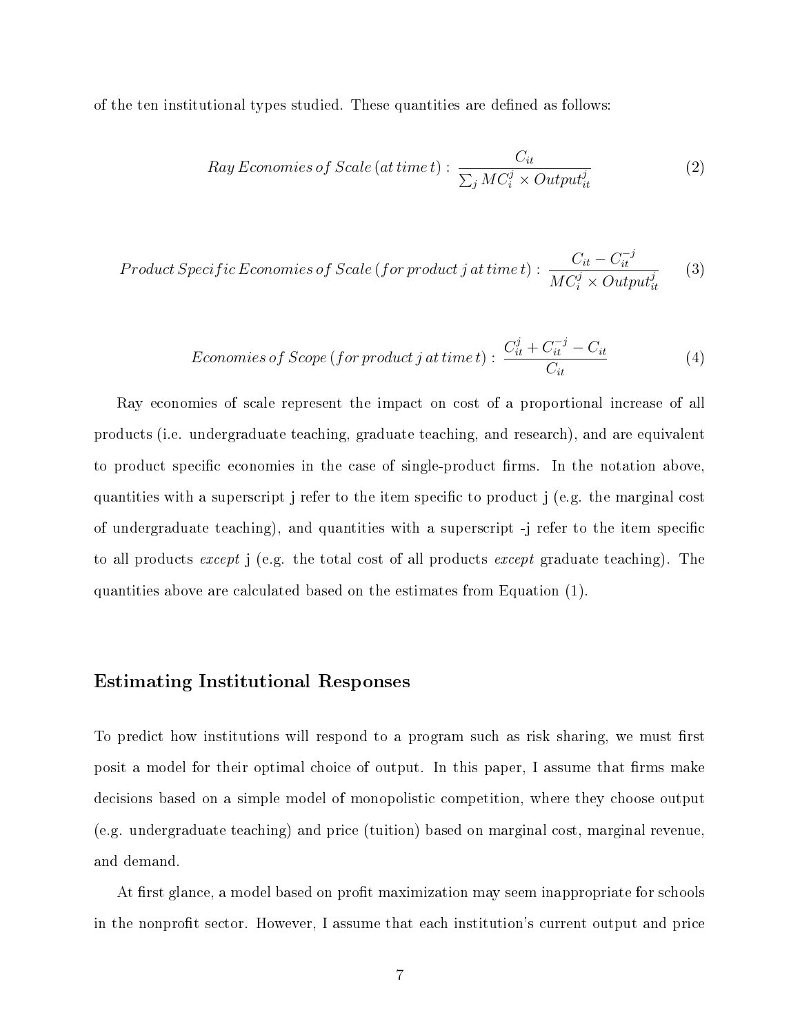of the ten institutional types studied. These quantities are defined as follows:

$$Ray\,Economies\,of\,Scale\,(at\,time\,t):\;\frac{C_{it}}{\sum_j MC_i^j \times Output_{it}^j} \tag{2}$$

$$Product\,Specific\,Economies\,of\,Scale\,(for\,product\,j\,at\,time\,t):\;\frac{C_{it} - C_{it}^{-j}}{MC_i^j \times Output_{it}^j} \tag{3}$$

$$Economies\,of\,Scope\,(for\,product\,j\,at\,time\,t):\;\frac{C_{it}^j + C_{it}^{-j} - C_{it}}{C_{it}} \tag{4}$$

Ray economies of scale represent the impact on cost of a proportional increase of all products (i.e. undergraduate teaching, graduate teaching, and research), and are equivalent to product specific economies in the case of single-product firms. In the notation above, quantities with a superscript j refer to the item specific to product j (e.g. the marginal cost of undergraduate teaching), and quantities with a superscript -j refer to the item specific to all products *except* j (e.g. the total cost of all products *except* graduate teaching). The quantities above are calculated based on the estimates from Equation (1).

### Estimating Institutional Responses

To predict how institutions will respond to a program such as risk sharing, we must first posit a model for their optimal choice of output. In this paper, I assume that firms make decisions based on a simple model of monopolistic competition, where they choose output (e.g. undergraduate teaching) and price (tuition) based on marginal cost, marginal revenue, and demand.

At first glance, a model based on profit maximization may seem inappropriate for schools in the nonprofit sector. However, I assume that each institution's current output and price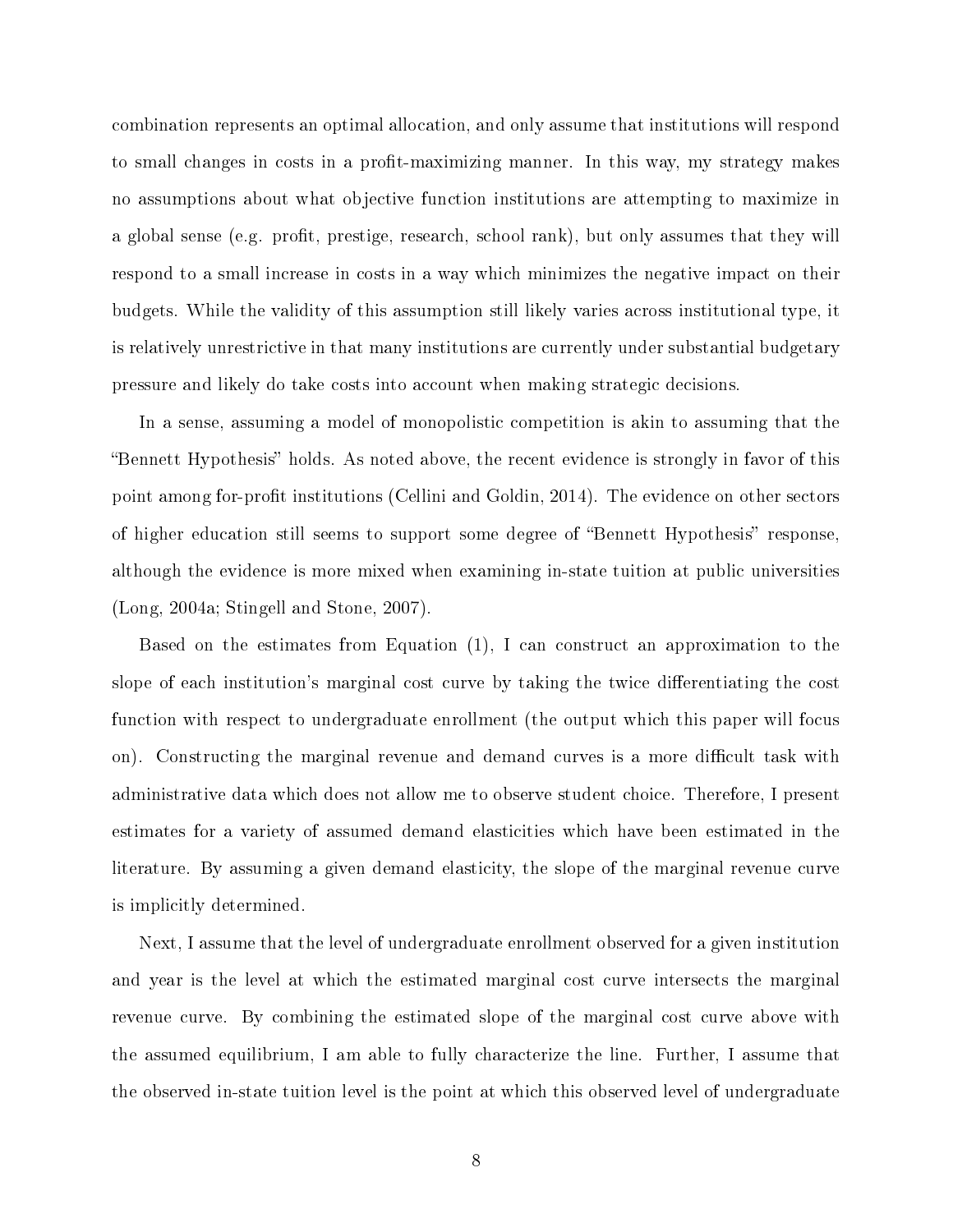combination represents an optimal allocation, and only assume that institutions will respond to small changes in costs in a profit-maximizing manner. In this way, my strategy makes no assumptions about what objective function institutions are attempting to maximize in a global sense (e.g. profit, prestige, research, school rank), but only assumes that they will respond to a small increase in costs in a way which minimizes the negative impact on their budgets. While the validity of this assumption still likely varies across institutional type, it is relatively unrestrictive in that many institutions are currently under substantial budgetary pressure and likely do take costs into account when making strategic decisions.

In a sense, assuming a model of monopolistic competition is akin to assuming that the "Bennett Hypothesis" holds. As noted above, the recent evidence is strongly in favor of this point among for-profit institutions (Cellini and Goldin, 2014). The evidence on other sectors of higher education still seems to support some degree of "Bennett Hypothesis" response, although the evidence is more mixed when examining in-state tuition at public universities (Long, 2004a; Stingell and Stone, 2007).

Based on the estimates from Equation (1), I can construct an approximation to the slope of each institution's marginal cost curve by taking the twice differentiating the cost function with respect to undergraduate enrollment (the output which this paper will focus on). Constructing the marginal revenue and demand curves is a more difficult task with administrative data which does not allow me to observe student choice. Therefore, I present estimates for a variety of assumed demand elasticities which have been estimated in the literature. By assuming a given demand elasticity, the slope of the marginal revenue curve is implicitly determined.

Next, I assume that the level of undergraduate enrollment observed for a given institution and year is the level at which the estimated marginal cost curve intersects the marginal revenue curve. By combining the estimated slope of the marginal cost curve above with the assumed equilibrium, I am able to fully characterize the line. Further, I assume that the observed in-state tuition level is the point at which this observed level of undergraduate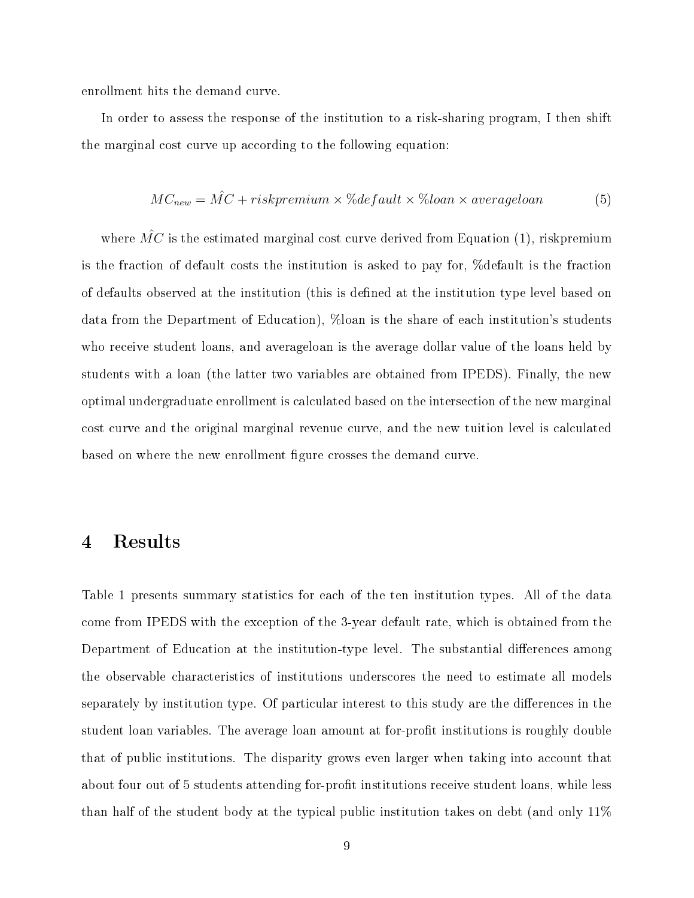enrollment hits the demand curve.

In order to assess the response of the institution to a risk-sharing program, I then shift the marginal cost curve up according to the following equation:

$$MC_{new} = \hat{MC} + riskpremium \times \%default \times \%loan \times averageloan \tag{5}$$

where $\hat{MC}$ is the estimated marginal cost curve derived from Equation (1), riskpremium is the fraction of default costs the institution is asked to pay for, %default is the fraction of defaults observed at the institution (this is defined at the institution type level based on data from the Department of Education), %loan is the share of each institution's students who receive student loans, and averageloan is the average dollar value of the loans held by students with a loan (the latter two variables are obtained from IPEDS). Finally, the new optimal undergraduate enrollment is calculated based on the intersection of the new marginal cost curve and the original marginal revenue curve, and the new tuition level is calculated based on where the new enrollment figure crosses the demand curve.

# 4 Results

Table 1 presents summary statistics for each of the ten institution types. All of the data come from IPEDS with the exception of the 3-year default rate, which is obtained from the Department of Education at the institution-type level. The substantial differences among the observable characteristics of institutions underscores the need to estimate all models separately by institution type. Of particular interest to this study are the differences in the student loan variables. The average loan amount at for-profit institutions is roughly double that of public institutions. The disparity grows even larger when taking into account that about four out of 5 students attending for-profit institutions receive student loans, while less than half of the student body at the typical public institution takes on debt (and only 11%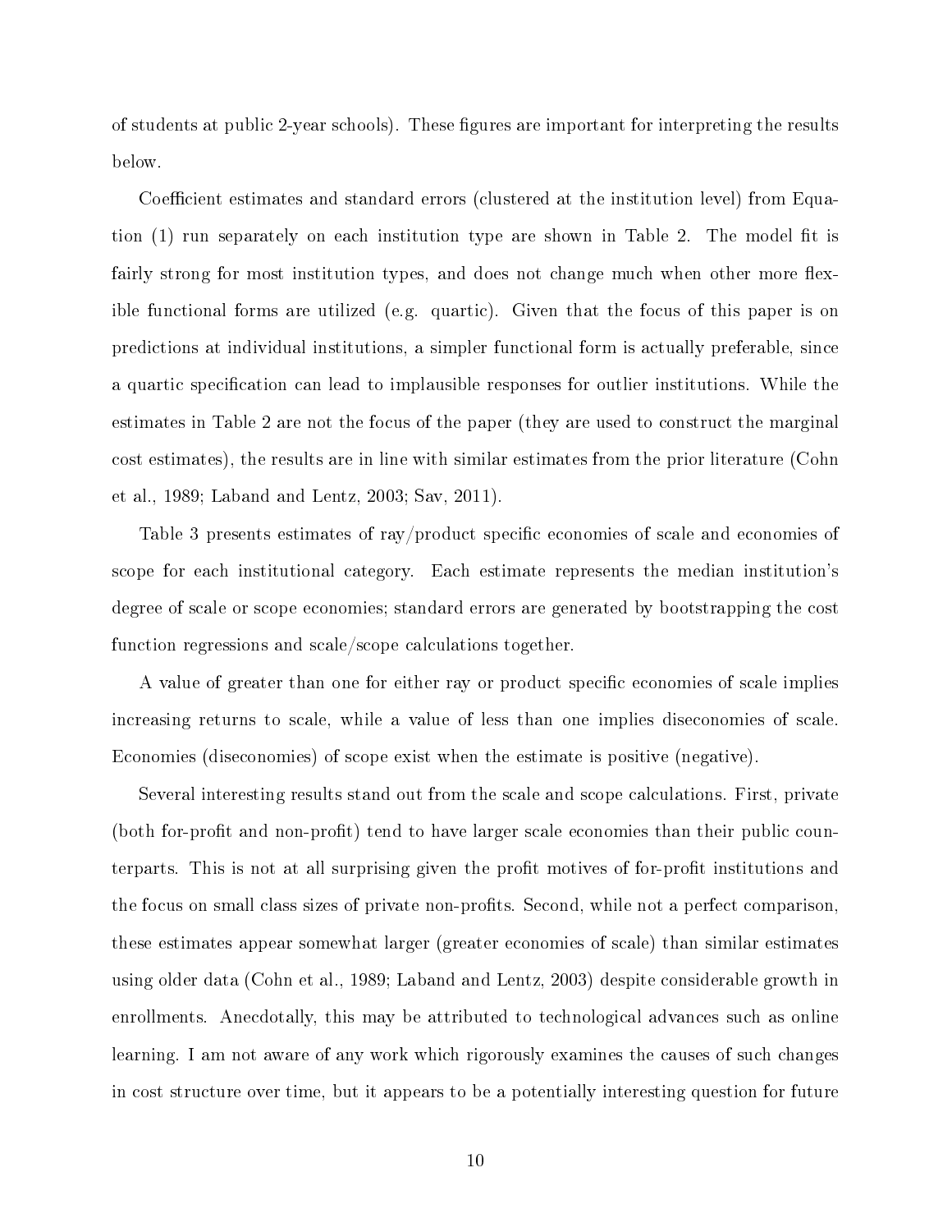of students at public 2-year schools). These figures are important for interpreting the results below.

Coefficient estimates and standard errors (clustered at the institution level) from Equation (1) run separately on each institution type are shown in Table 2. The model fit is fairly strong for most institution types, and does not change much when other more flexible functional forms are utilized (e.g. quartic). Given that the focus of this paper is on predictions at individual institutions, a simpler functional form is actually preferable, since a quartic specification can lead to implausible responses for outlier institutions. While the estimates in Table 2 are not the focus of the paper (they are used to construct the marginal cost estimates), the results are in line with similar estimates from the prior literature (Cohn et al., 1989; Laband and Lentz, 2003; Sav, 2011).

Table 3 presents estimates of ray/product specific economies of scale and economies of scope for each institutional category. Each estimate represents the median institution's degree of scale or scope economies; standard errors are generated by bootstrapping the cost function regressions and scale/scope calculations together.

A value of greater than one for either ray or product specific economies of scale implies increasing returns to scale, while a value of less than one implies diseconomies of scale. Economies (diseconomies) of scope exist when the estimate is positive (negative).

Several interesting results stand out from the scale and scope calculations. First, private (both for-profit and non-profit) tend to have larger scale economies than their public counterparts. This is not at all surprising given the profit motives of for-profit institutions and the focus on small class sizes of private non-profits. Second, while not a perfect comparison, these estimates appear somewhat larger (greater economies of scale) than similar estimates using older data (Cohn et al., 1989; Laband and Lentz, 2003) despite considerable growth in enrollments. Anecdotally, this may be attributed to technological advances such as online learning. I am not aware of any work which rigorously examines the causes of such changes in cost structure over time, but it appears to be a potentially interesting question for future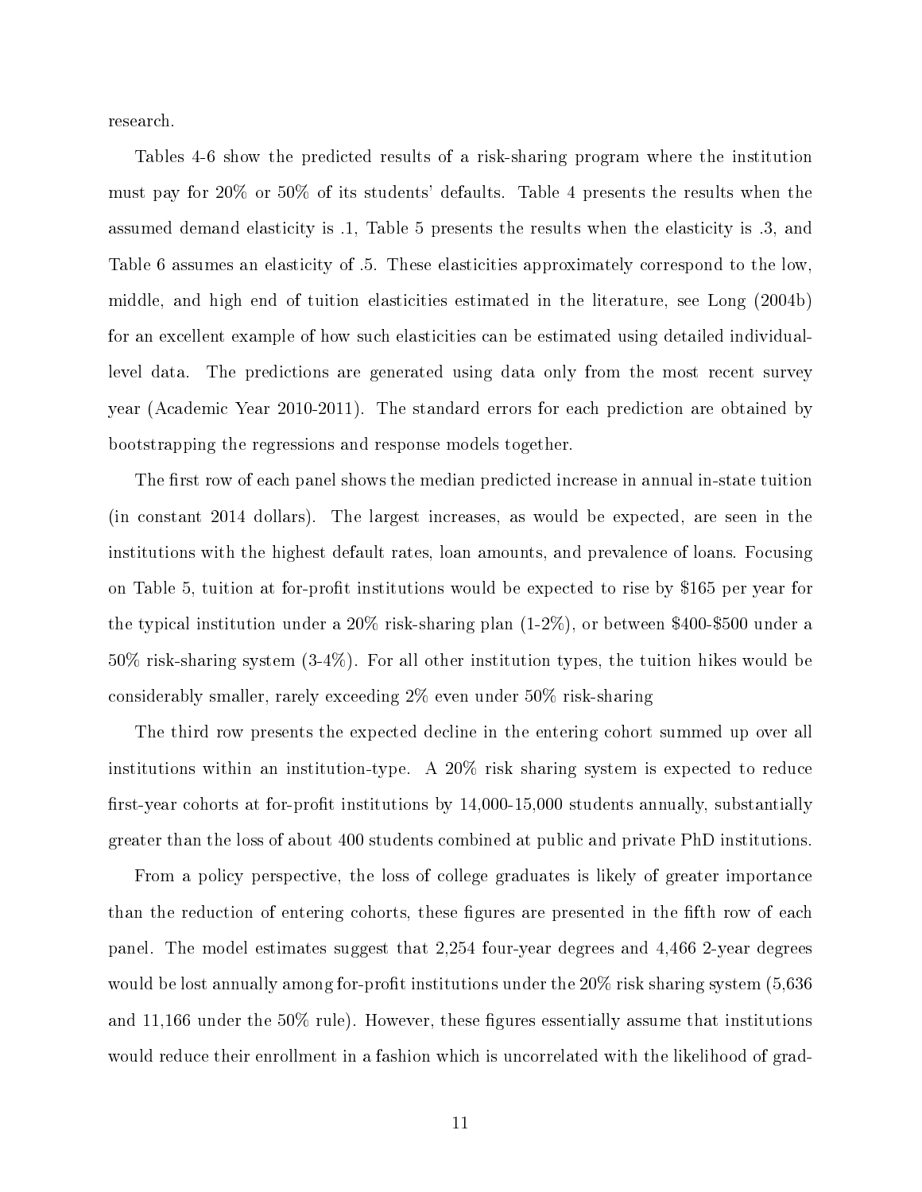research.

Tables 4-6 show the predicted results of a risk-sharing program where the institution must pay for 20% or 50% of its students' defaults. Table 4 presents the results when the assumed demand elasticity is .1, Table 5 presents the results when the elasticity is .3, and Table 6 assumes an elasticity of .5. These elasticities approximately correspond to the low, middle, and high end of tuition elasticities estimated in the literature, see Long (2004b) for an excellent example of how such elasticities can be estimated using detailed individual-level data. The predictions are generated using data only from the most recent survey year (Academic Year 2010-2011). The standard errors for each prediction are obtained by bootstrapping the regressions and response models together.

The first row of each panel shows the median predicted increase in annual in-state tuition (in constant 2014 dollars). The largest increases, as would be expected, are seen in the institutions with the highest default rates, loan amounts, and prevalence of loans. Focusing on Table 5, tuition at for-profit institutions would be expected to rise by $165 per year for the typical institution under a 20% risk-sharing plan (1-2%), or between $400-$500 under a 50% risk-sharing system (3-4%). For all other institution types, the tuition hikes would be considerably smaller, rarely exceeding 2% even under 50% risk-sharing

The third row presents the expected decline in the entering cohort summed up over all institutions within an institution-type. A 20% risk sharing system is expected to reduce first-year cohorts at for-profit institutions by 14,000-15,000 students annually, substantially greater than the loss of about 400 students combined at public and private PhD institutions.

From a policy perspective, the loss of college graduates is likely of greater importance than the reduction of entering cohorts, these figures are presented in the fifth row of each panel. The model estimates suggest that 2,254 four-year degrees and 4,466 2-year degrees would be lost annually among for-profit institutions under the 20% risk sharing system (5,636 and 11,166 under the 50% rule). However, these figures essentially assume that institutions would reduce their enrollment in a fashion which is uncorrelated with the likelihood of grad-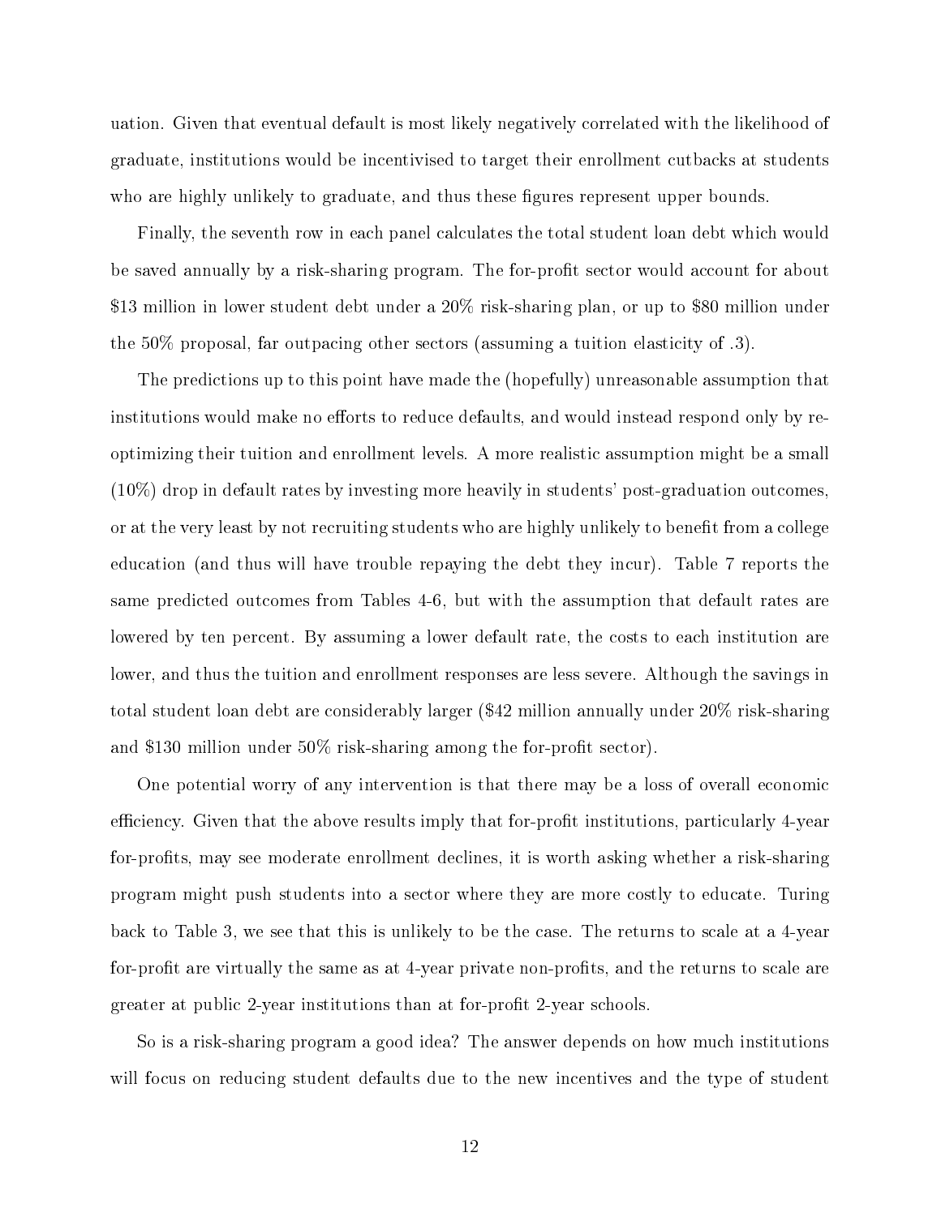uation. Given that eventual default is most likely negatively correlated with the likelihood of graduate, institutions would be incentivised to target their enrollment cutbacks at students who are highly unlikely to graduate, and thus these figures represent upper bounds.

Finally, the seventh row in each panel calculates the total student loan debt which would be saved annually by a risk-sharing program. The for-profit sector would account for about \$13 million in lower student debt under a 20% risk-sharing plan, or up to \$80 million under the 50% proposal, far outpacing other sectors (assuming a tuition elasticity of .3).

The predictions up to this point have made the (hopefully) unreasonable assumption that institutions would make no efforts to reduce defaults, and would instead respond only by re-optimizing their tuition and enrollment levels. A more realistic assumption might be a small (10%) drop in default rates by investing more heavily in students' post-graduation outcomes, or at the very least by not recruiting students who are highly unlikely to benefit from a college education (and thus will have trouble repaying the debt they incur). Table 7 reports the same predicted outcomes from Tables 4-6, but with the assumption that default rates are lowered by ten percent. By assuming a lower default rate, the costs to each institution are lower, and thus the tuition and enrollment responses are less severe. Although the savings in total student loan debt are considerably larger (\$42 million annually under 20% risk-sharing and \$130 million under 50% risk-sharing among the for-profit sector).

One potential worry of any intervention is that there may be a loss of overall economic efficiency. Given that the above results imply that for-profit institutions, particularly 4-year for-profits, may see moderate enrollment declines, it is worth asking whether a risk-sharing program might push students into a sector where they are more costly to educate. Turing back to Table 3, we see that this is unlikely to be the case. The returns to scale at a 4-year for-profit are virtually the same as at 4-year private non-profits, and the returns to scale are greater at public 2-year institutions than at for-profit 2-year schools.

So is a risk-sharing program a good idea? The answer depends on how much institutions will focus on reducing student defaults due to the new incentives and the type of student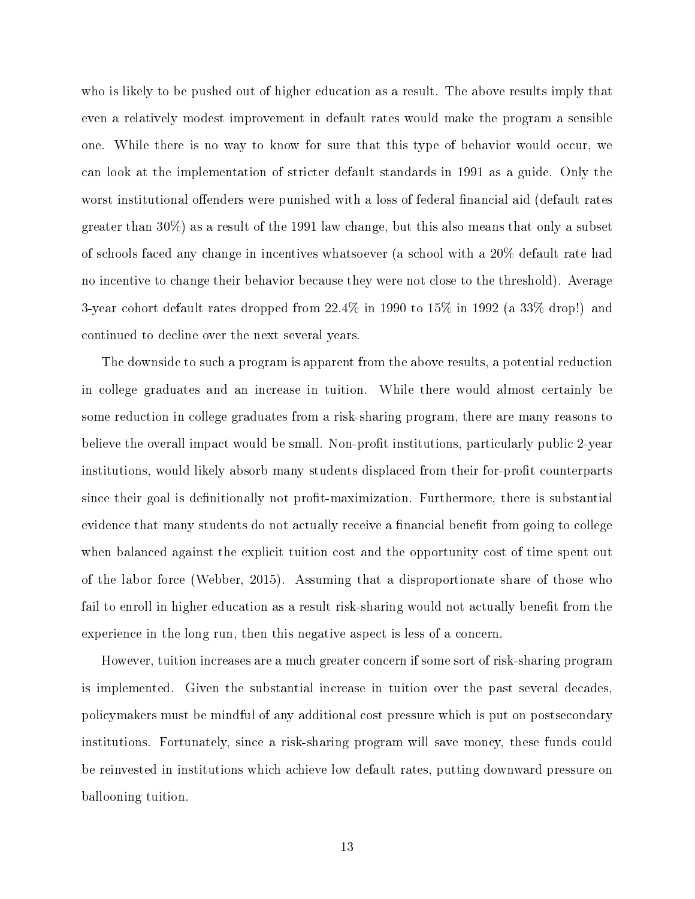who is likely to be pushed out of higher education as a result. The above results imply that even a relatively modest improvement in default rates would make the program a sensible one. While there is no way to know for sure that this type of behavior would occur, we can look at the implementation of stricter default standards in 1991 as a guide. Only the worst institutional offenders were punished with a loss of federal financial aid (default rates greater than 30%) as a result of the 1991 law change, but this also means that only a subset of schools faced any change in incentives whatsoever (a school with a 20% default rate had no incentive to change their behavior because they were not close to the threshold). Average 3-year cohort default rates dropped from 22.4% in 1990 to 15% in 1992 (a 33% drop!) and continued to decline over the next several years.

The downside to such a program is apparent from the above results, a potential reduction in college graduates and an increase in tuition. While there would almost certainly be some reduction in college graduates from a risk-sharing program, there are many reasons to believe the overall impact would be small. Non-profit institutions, particularly public 2-year institutions, would likely absorb many students displaced from their for-profit counterparts since their goal is definitionally not profit-maximization. Furthermore, there is substantial evidence that many students do not actually receive a financial benefit from going to college when balanced against the explicit tuition cost and the opportunity cost of time spent out of the labor force (Webber, 2015). Assuming that a disproportionate share of those who fail to enroll in higher education as a result risk-sharing would not actually benefit from the experience in the long run, then this negative aspect is less of a concern.

However, tuition increases are a much greater concern if some sort of risk-sharing program is implemented. Given the substantial increase in tuition over the past several decades, policymakers must be mindful of any additional cost pressure which is put on postsecondary institutions. Fortunately, since a risk-sharing program will save money, these funds could be reinvested in institutions which achieve low default rates, putting downward pressure on ballooning tuition.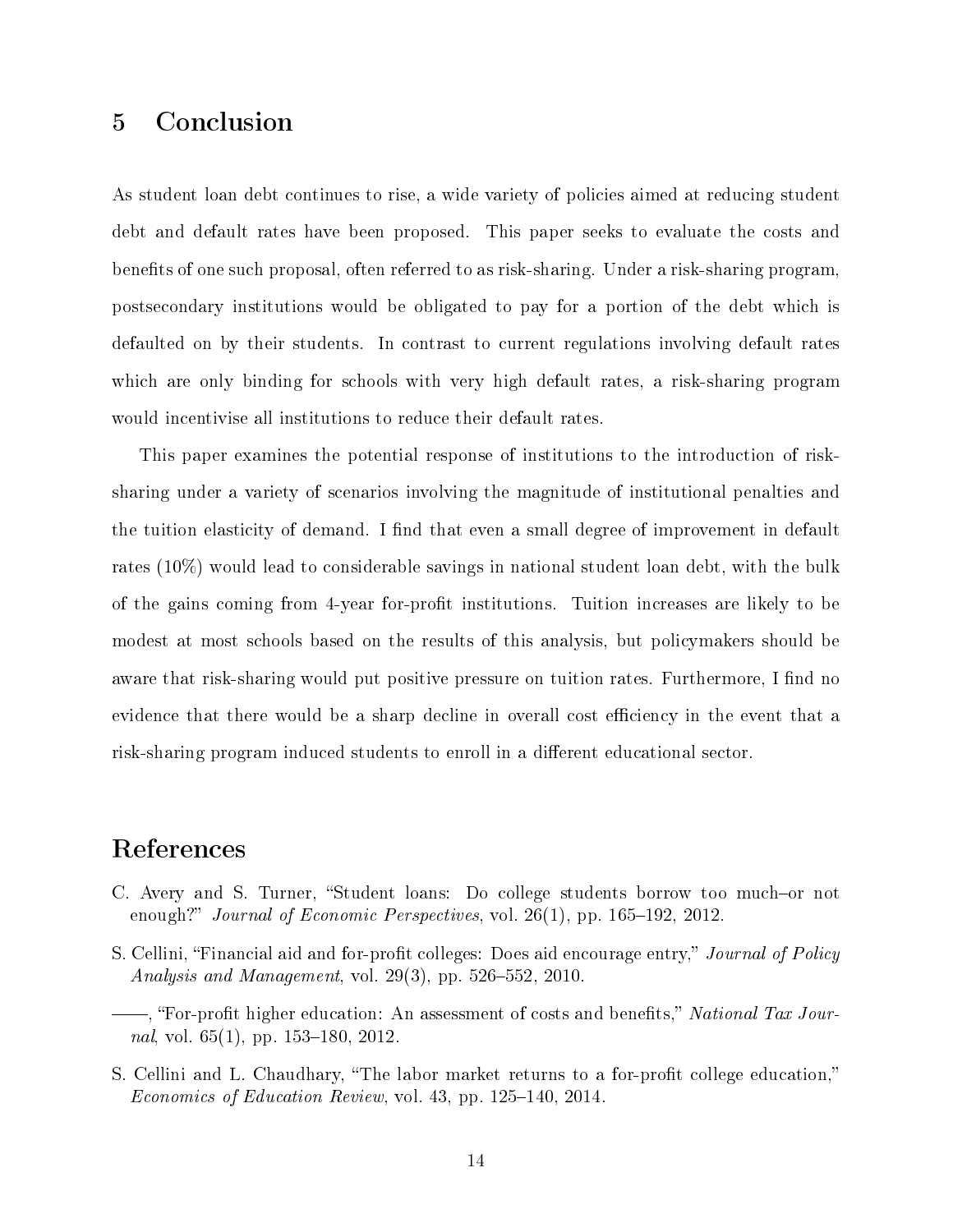## 5 Conclusion

As student loan debt continues to rise, a wide variety of policies aimed at reducing student debt and default rates have been proposed. This paper seeks to evaluate the costs and benefits of one such proposal, often referred to as risk-sharing. Under a risk-sharing program, postsecondary institutions would be obligated to pay for a portion of the debt which is defaulted on by their students. In contrast to current regulations involving default rates which are only binding for schools with very high default rates, a risk-sharing program would incentivise all institutions to reduce their default rates.

This paper examines the potential response of institutions to the introduction of risk-sharing under a variety of scenarios involving the magnitude of institutional penalties and the tuition elasticity of demand. I find that even a small degree of improvement in default rates (10%) would lead to considerable savings in national student loan debt, with the bulk of the gains coming from 4-year for-profit institutions. Tuition increases are likely to be modest at most schools based on the results of this analysis, but policymakers should be aware that risk-sharing would put positive pressure on tuition rates. Furthermore, I find no evidence that there would be a sharp decline in overall cost efficiency in the event that a risk-sharing program induced students to enroll in a different educational sector.

## References

C. Avery and S. Turner, "Student loans: Do college students borrow too much–or not enough?" *Journal of Economic Perspectives*, vol. 26(1), pp. 165–192, 2012.

S. Cellini, "Financial aid and for-profit colleges: Does aid encourage entry," *Journal of Policy Analysis and Management*, vol. 29(3), pp. 526–552, 2010.

——, "For-profit higher education: An assessment of costs and benefits," *National Tax Journal*, vol. 65(1), pp. 153–180, 2012.

S. Cellini and L. Chaudhary, "The labor market returns to a for-profit college education," *Economics of Education Review*, vol. 43, pp. 125–140, 2014.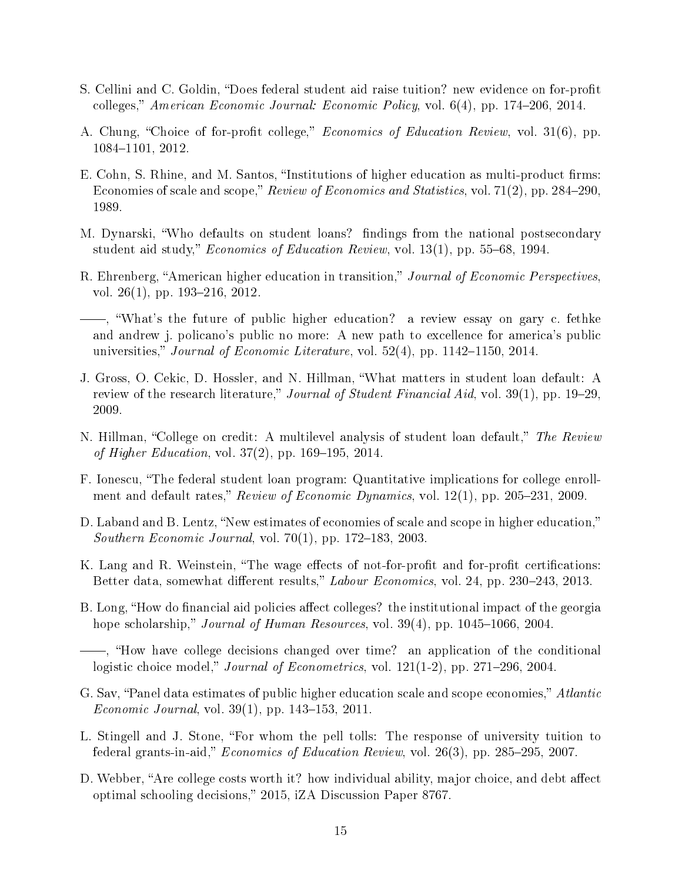S. Cellini and C. Goldin, "Does federal student aid raise tuition? new evidence on for-profit colleges," *American Economic Journal: Economic Policy*, vol. 6(4), pp. 174–206, 2014.

A. Chung, "Choice of for-profit college," *Economics of Education Review*, vol. 31(6), pp. 1084–1101, 2012.

E. Cohn, S. Rhine, and M. Santos, "Institutions of higher education as multi-product firms: Economies of scale and scope," *Review of Economics and Statistics*, vol. 71(2), pp. 284–290, 1989.

M. Dynarski, "Who defaults on student loans? findings from the national postsecondary student aid study," *Economics of Education Review*, vol. 13(1), pp. 55–68, 1994.

R. Ehrenberg, "American higher education in transition," *Journal of Economic Perspectives*, vol. 26(1), pp. 193–216, 2012.

——, "What's the future of public higher education? a review essay on gary c. fethke and andrew j. policano's public no more: A new path to excellence for america's public universities," *Journal of Economic Literature*, vol. 52(4), pp. 1142–1150, 2014.

J. Gross, O. Cekic, D. Hossler, and N. Hillman, "What matters in student loan default: A review of the research literature," *Journal of Student Financial Aid*, vol. 39(1), pp. 19–29, 2009.

N. Hillman, "College on credit: A multilevel analysis of student loan default," *The Review of Higher Education*, vol. 37(2), pp. 169–195, 2014.

F. Ionescu, "The federal student loan program: Quantitative implications for college enrollment and default rates," *Review of Economic Dynamics*, vol. 12(1), pp. 205–231, 2009.

D. Laband and B. Lentz, "New estimates of economies of scale and scope in higher education," *Southern Economic Journal*, vol. 70(1), pp. 172–183, 2003.

K. Lang and R. Weinstein, "The wage effects of not-for-profit and for-profit certifications: Better data, somewhat different results," *Labour Economics*, vol. 24, pp. 230–243, 2013.

B. Long, "How do financial aid policies affect colleges? the institutional impact of the georgia hope scholarship," *Journal of Human Resources*, vol. 39(4), pp. 1045–1066, 2004.

——, "How have college decisions changed over time? an application of the conditional logistic choice model," *Journal of Econometrics*, vol. 121(1-2), pp. 271–296, 2004.

G. Sav, "Panel data estimates of public higher education scale and scope economies," *Atlantic Economic Journal*, vol. 39(1), pp. 143–153, 2011.

L. Stingell and J. Stone, "For whom the pell tolls: The response of university tuition to federal grants-in-aid," *Economics of Education Review*, vol. 26(3), pp. 285–295, 2007.

D. Webber, "Are college costs worth it? how individual ability, major choice, and debt affect optimal schooling decisions," 2015, iZA Discussion Paper 8767.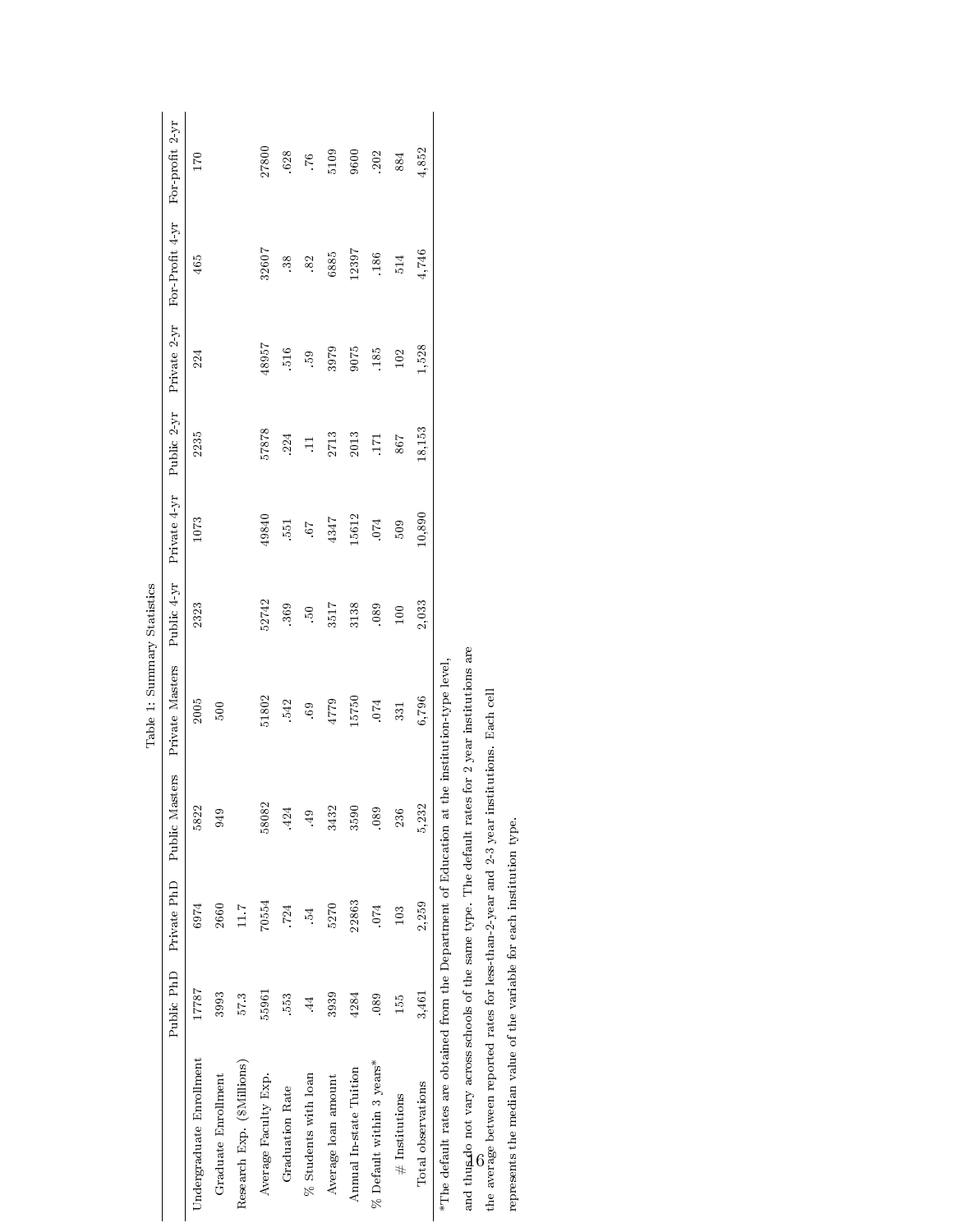Table 1: Summary Statistics

| | Public PhD | Private PhD | Public Masters | Private Masters | Public 4-yr | Private 4-yr | Public 2-yr | Private 2-yr | For-Profit 4-yr | For-profit 2-yr |
|---|---|---|---|---|---|---|---|---|---|---|
| Undergraduate Enrollment | 17787 | 6974 | 5822 | 2005 | 2323 | 1073 | 2235 | 224 | 465 | 170 |
| Graduate Enrollment | 3993 | 2660 | 949 | 500 | | | | | | |
| Research Exp. ($Millions) | 57.3 | 11.7 | | | | | | | | |
| Average Faculty Exp. | 55961 | 70554 | 58082 | 51802 | 52742 | 49840 | 57878 | 48957 | 32607 | 27800 |
| Graduation Rate | .553 | .724 | .424 | .542 | .369 | .551 | .224 | .516 | .38 | .628 |
| % Students with loan | .44 | .54 | .49 | .69 | .50 | .67 | .11 | .59 | .82 | .76 |
| Average loan amount | 3939 | 5270 | 3432 | 4779 | 3517 | 4347 | 2713 | 3979 | 6885 | 5109 |
| Annual In-state Tuition | 4284 | 22863 | 3590 | 15750 | 3138 | 15612 | 2013 | 9075 | 12397 | 9600 |
| % Default within 3 years* | .089 | .074 | .089 | .074 | .089 | .074 | .171 | .185 | .186 | .202 |
| # Institutions | 155 | 103 | 236 | 331 | 100 | 509 | 867 | 102 | 514 | 884 |
| Total observations | 3,461 | 2,259 | 5,232 | 6,796 | 2,033 | 10,890 | 18,153 | 1,528 | 4,746 | 4,852 |

*The default rates are obtained from the Department of Education at the institution-type level, and thus do not vary across schools of the same type. The default rates for 2 year institutions are the average between reported rates for less-than-2-year and 2-3 year institutions. Each cell represents the median value of the variable for each institution type.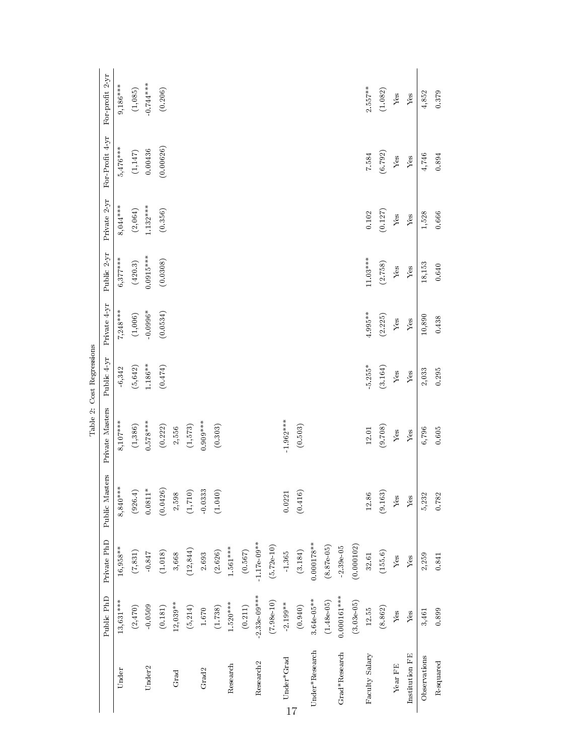Table 2: Cost Regressions

| | Public PhD | Private PhD | Public Masters | Private Masters | Public 4-yr | Private 4-yr | Public 2-yr | Private 2-yr | For-Profit 4-yr | For-profit 2-yr |
|---|---|---|---|---|---|---|---|---|---|---|
| Under | 13,631*** | 16,958** | 8,840*** | 8,107*** | -6,342 | 7,248*** | 6,377*** | 8,044*** | 5,476*** | 9,186*** |
| | (2,470) | (7,831) | (926.4) | (1,386) | (5,642) | (1,006) | (420.3) | (2,064) | (1,147) | (1,085) |
| Under2 | -0.0509 | -0.847 | 0.0811* | 0.578*** | 1.186** | -0.0996* | 0.0915*** | 1.132*** | 0.00436 | -0.744*** |
| | (0.181) | (1.018) | (0.0426) | (0.222) | (0.474) | (0.0534) | (0.0308) | (0.356) | (0.00626) | (0.206) |
| Grad | 12,039** | 3,668 | 2,598 | 2,556 | | | | | | |
| | (5,214) | (12,844) | (1,710) | (1,573) | | | | | | |
| Grad2 | 1.670 | 2.693 | -0.0333 | 0.909*** | | | | | | |
| | (1.738) | (2.626) | (1.040) | (0.303) | | | | | | |
| Research | 1.520*** | 1.561*** | | | | | | | | |
| | (0.211) | (0.567) | | | | | | | | |
| Research2 | -2.33e-09*** | -1.17e-09** | | | | | | | | |
| | (7.98e-10) | (5.72e-10) | | | | | | | | |
| Under*Grad | -2.199** | -1.365 | 0.0221 | -1.962*** | | | | | | |
| | (0.940) | (3.184) | (0.416) | (0.503) | | | | | | |
| Under*Research | 3.64e-05** | 0.000178** | | | | | | | | |
| | (1.48e-05) | (8.87e-05) | | | | | | | | |
| Grad*Research | 0.000161*** | -2.39e-05 | | | | | | | | |
| | (3.03e-05) | (0.000102) | | | | | | | | |
| Faculty Salary | 12.55 | 32.61 | 12.86 | 12.01 | -5.255* | 4.995** | 11.03*** | 0.102 | 7.584 | 2.557** |
| | (8.862) | (155.6) | (9.163) | (9.708) | (3.164) | (2.225) | (2.758) | (0.127) | (6.792) | (1.082) |
| Year FE | Yes | Yes | Yes | Yes | Yes | Yes | Yes | Yes | Yes | Yes |
| Institution FE | Yes | Yes | Yes | Yes | Yes | Yes | Yes | Yes | Yes | Yes |
| Observations | 3,461 | 2,259 | 5,232 | 6,796 | 2,033 | 10,890 | 18,153 | 1,528 | 4,746 | 4,852 |
| R-squared | 0.899 | 0.841 | 0.782 | 0.605 | 0.295 | 0.438 | 0.640 | 0.666 | 0.894 | 0.379 |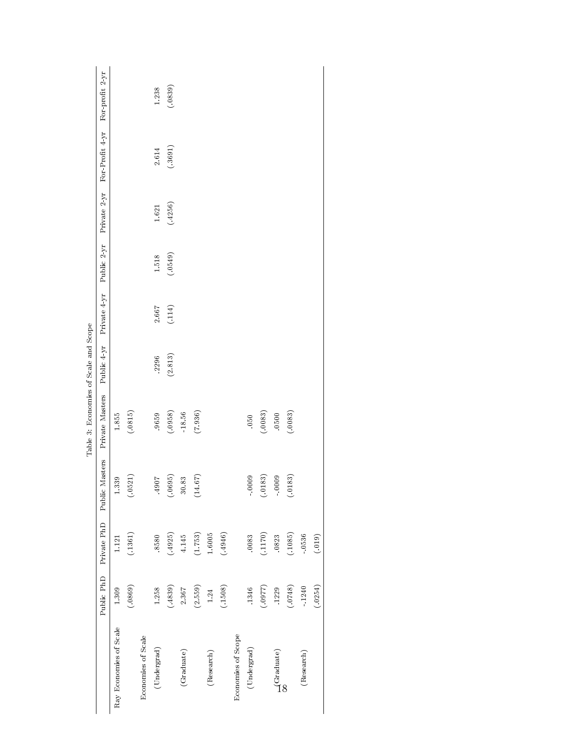Table 3: Economies of Scale and Scope

| | Public PhD | Private PhD | Public Masters | Private Masters | Public 4-yr | Private 4-yr | Public 2-yr | Private 2-yr | For-Profit 4-yr | For-profit 2-yr |
|---|---|---|---|---|---|---|---|---|---|---|
| Ray Economies of Scale | 1.309 | 1.121 | 1.339 | 1.855 | | | | | | |
| | (.0869) | (.1361) | (.0521) | (.0815) | | | | | | |
| Economies of Scale | | | | | | | | | | |
| (Undergrad) | 1.258 | .8580 | .4907 | .9659 | .2296 | 2.667 | 1.518 | 1.621 | 2.614 | 1.238 |
| | (.4839) | (.4925) | (.0695) | (.0958) | (2.813) | (.114) | (.0549) | (.4256) | (.3691) | (.0839) |
| (Graduate) | 2.367 | 4.145 | 30.83 | -18.56 | | | | | | |
| | (2.559) | (1.753) | (14.67) | (7.936) | | | | | | |
| (Research) | 1.24 | 1.6005 | | | | | | | | |
| | (.1508) | (.4946) | | | | | | | | |
| Economies of Scope | | | | | | | | | | |
| (Undergrad) | .1346 | .0083 | -.0009 | .050 | | | | | | |
| | (.0977) | (.1170) | (.0183) | (.0083) | | | | | | |
| (Graduate) | .1229 | .0823 | -.0009 | .0500 | | | | | | |
| | (.0748) | (.1085) | (.0183) | (.0083) | | | | | | |
| (Research) | -.1240 | -.0536 | | | | | | | | |
| | (.0254) | (.019) | | | | | | | | |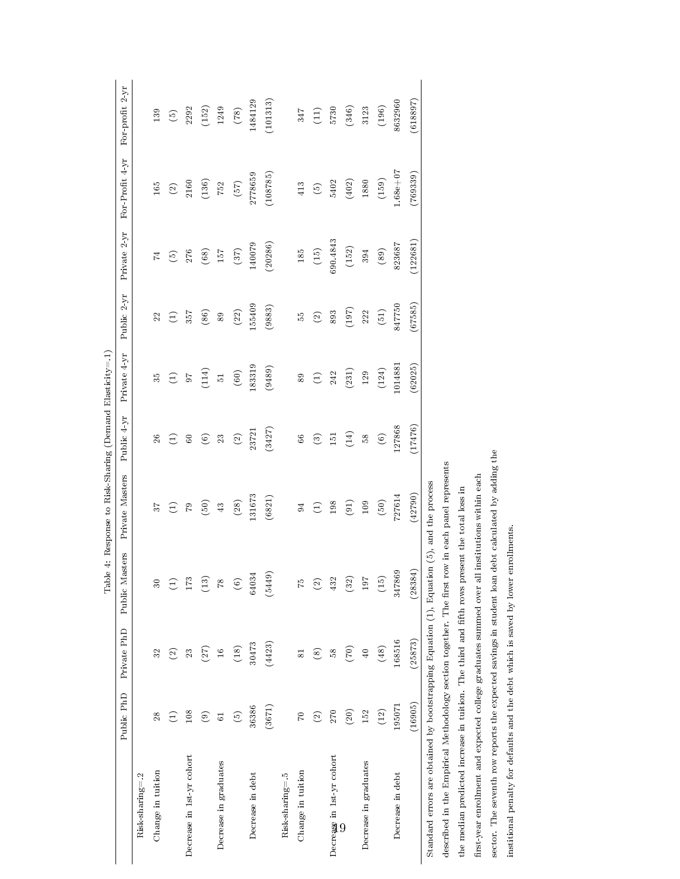Table 4: Response to Risk-Sharing (Demand Elasticity=.1)

| | Public PhD | Private PhD | Public Masters | Private Masters | Public 4-yr | Private 4-yr | Public 2-yr | Private 2-yr | For-Profit 4-yr | For-profit 2-yr |
|---|---|---|---|---|---|---|---|---|---|---|
| Risk-sharing=.2 | | | | | | | | | | |
| Change in tuition | 28 | 32 | 30 | 37 | 26 | 35 | 22 | 74 | 165 | 139 |
| | (1) | (2) | (1) | (1) | (1) | (1) | (1) | (5) | (2) | (5) |
| Decrease in 1st-yr cohort | 108 | 23 | 173 | 79 | 60 | 97 | 357 | 276 | 2160 | 2292 |
| | (9) | (27) | (13) | (50) | (6) | (114) | (86) | (68) | (136) | (152) |
| Decrease in graduates | 61 | 16 | 78 | 43 | 23 | 51 | 89 | 157 | 752 | 1249 |
| | (5) | (18) | (6) | (28) | (2) | (60) | (22) | (37) | (57) | (78) |
| Decrease in debt | 36386 | 30473 | 64034 | 131673 | 23721 | 183319 | 155409 | 140079 | 2778659 | 1484129 |
| | (3671) | (4423) | (5449) | (6821) | (3427) | (9489) | (9883) | (20286) | (108785) | (101313) |
| Risk-sharing=.5 | | | | | | | | | | |
| Change in tuition | 70 | 81 | 75 | 94 | 66 | 89 | 55 | 185 | 413 | 347 |
| | (2) | (8) | (2) | (1) | (3) | (1) | (2) | (15) | (5) | (11) |
| Decrease in 1st-yr cohort | 270 | 58 | 432 | 198 | 151 | 242 | 893 | 690.4843 | 5402 | 5730 |
| | (20) | (70) | (32) | (91) | (14) | (231) | (197) | (152) | (402) | (346) |
| Decrease in graduates | 152 | 40 | 197 | 109 | 58 | 129 | 222 | 394 | 1880 | 3123 |
| | (12) | (48) | (15) | (50) | (6) | (124) | (51) | (89) | (159) | (196) |
| Decrease in debt | 195071 | 168516 | 347869 | 727614 | 127868 | 1014881 | 847750 | 823687 | 1.68e+07 | 8632960 |
| | (16905) | (25873) | (28384) | (42790) | (17476) | (62025) | (67585) | (122681) | (769339) | (618897) |

Standard errors are obtained by bootstrapping Equation (1), Equation (5), and the process described in the Empirical Methodology section together. The first row in each panel represents the median predicted increase in tuition. The third and fifth rows present the total loss in first-year enrollment and expected college graduates summed over all institutions within each sector. The seventh row reports the expected savings in student loan debt calculated by adding the institional penalty for defaults and the debt which is saved by lower enrollments.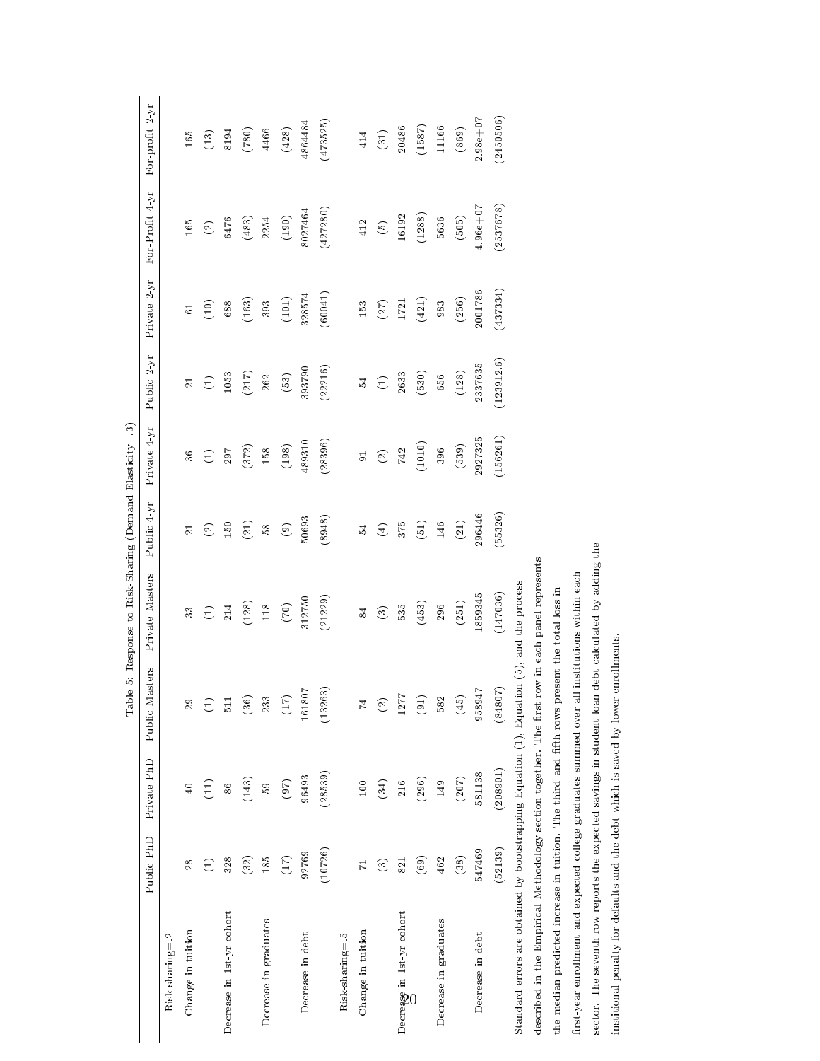Table 5: Response to Risk-Sharing (Demand Elasticity=.3)

| | Public PhD | Private PhD | Public Masters | Private Masters | Public 4-yr | Private 4-yr | Public 2-yr | Private 2-yr | For-Profit 4-yr | For-profit 2-yr |
|---|---|---|---|---|---|---|---|---|---|---|
| Risk-sharing=.2 | | | | | | | | | | |
| Change in tuition | 28 | 40 | 29 | 33 | 21 | 36 | 21 | 61 | 165 | 165 |
| | (1) | (11) | (1) | (1) | (2) | (1) | (1) | (10) | (2) | (13) |
| Decrease in 1st-yr cohort | 328 | 86 | 511 | 214 | 150 | 297 | 1053 | 688 | 6476 | 8194 |
| | (32) | (143) | (36) | (128) | (21) | (372) | (217) | (163) | (483) | (780) |
| Decrease in graduates | 185 | 59 | 233 | 118 | 58 | 158 | 262 | 393 | 2254 | 4466 |
| | (17) | (97) | (17) | (70) | (9) | (198) | (53) | (101) | (190) | (428) |
| Decrease in debt | 92769 | 96493 | 161807 | 312750 | 50693 | 489310 | 393790 | 328574 | 8027464 | 4864484 |
| | (10726) | (28539) | (13263) | (21229) | (8948) | (28396) | (22216) | (60041) | (427280) | (473525) |
| Risk-sharing=.5 | | | | | | | | | | |
| Change in tuition | 71 | 100 | 74 | 84 | 54 | 91 | 54 | 153 | 412 | 414 |
| | (3) | (34) | (2) | (3) | (4) | (2) | (1) | (27) | (5) | (31) |
| Decrease in 1st-yr cohort | 821 | 216 | 1277 | 535 | 375 | 742 | 2633 | 1721 | 16192 | 20486 |
| | (69) | (296) | (91) | (453) | (51) | (1010) | (530) | (421) | (1288) | (1587) |
| Decrease in graduates | 462 | 149 | 582 | 296 | 146 | 396 | 656 | 983 | 5636 | 11166 |
| | (38) | (207) | (45) | (251) | (21) | (539) | (128) | (256) | (505) | (869) |
| Decrease in debt | 547469 | 581138 | 958947 | 1859345 | 296446 | 2927325 | 2337635 | 2001786 | 4.96e+07 | 2.98e+07 |
| | (52139) | (208901) | (84807) | (147036) | (55326) | (156261) | (123912.6) | (437334) | (2537678) | (2450506) |

Standard errors are obtained by bootstrapping Equation (1), Equation (5), and the process described in the Empirical Methodology section together. The first row in each panel represents the median predicted increase in tuition. The third and fifth rows present the total loss in first-year enrollment and expected college graduates summed over all institutions within each sector. The seventh row reports the expected savings in student loan debt calculated by adding the institutional penalty for defaults and the debt which is saved by lower enrollments.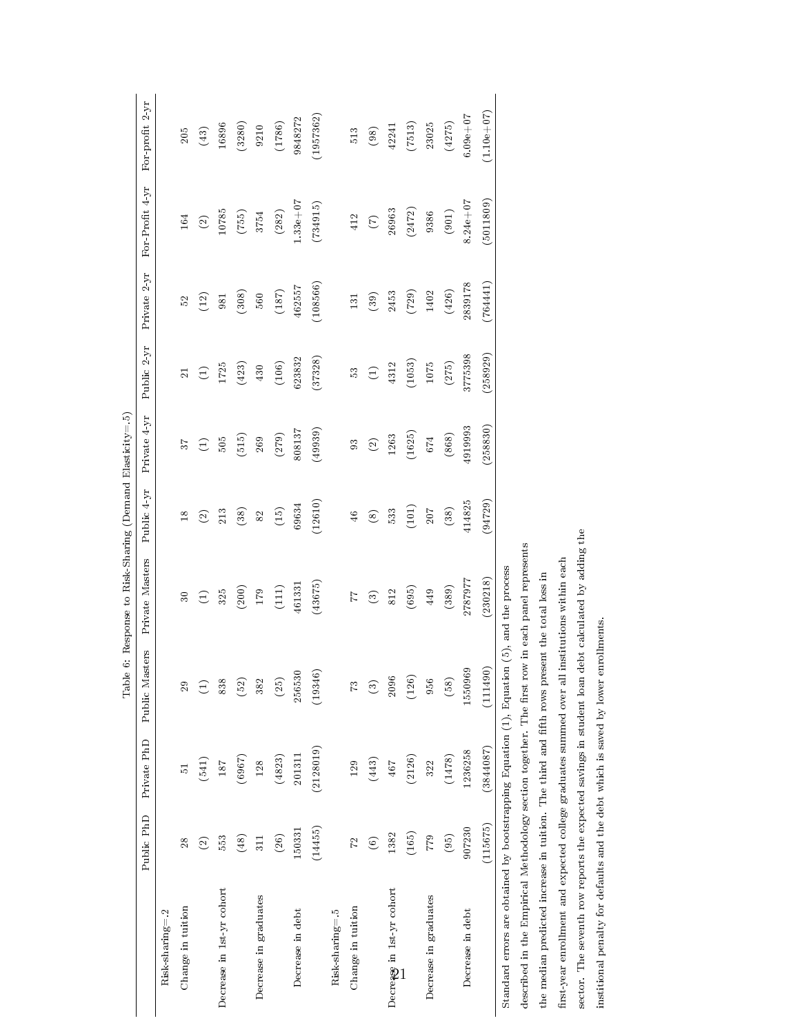Table 6: Response to Risk-Sharing (Demand Elasticity=.5)

| | Public PhD | Private PhD | Public Masters | Private Masters | Public 4-yr | Private 4-yr | Public 2-yr | Private 2-yr | For-Profit 4-yr | For-profit 2-yr |
|---|---|---|---|---|---|---|---|---|---|---|
| Risk-sharing=.2 | | | | | | | | | | |
| Change in tuition | 28 | 51 | 29 | 30 | 18 | 37 | 21 | 52 | 164 | 205 |
| | (2) | (541) | (1) | (1) | (2) | (1) | (1) | (12) | (2) | (43) |
| Decrease in 1st-yr cohort | 553 | 187 | 838 | 325 | 213 | 505 | 1725 | 981 | 10785 | 16896 |
| | (48) | (6967) | (52) | (200) | (38) | (515) | (423) | (308) | (755) | (3280) |
| Decrease in graduates | 311 | 128 | 382 | 179 | 82 | 269 | 430 | 560 | 3754 | 9210 |
| | (26) | (4823) | (25) | (111) | (15) | (279) | (106) | (187) | (282) | (1786) |
| Decrease in debt | 150331 | 201311 | 256530 | 461331 | 69634 | 808137 | 623832 | 462557 | 1.33e+07 | 9848272 |
| | (14455) | (2128019) | (19346) | (43675) | (12610) | (49939) | (37328) | (108566) | (734915) | (1957362) |
| Risk-sharing=.5 | | | | | | | | | | |
| Change in tuition | 72 | 129 | 73 | 77 | 46 | 93 | 53 | 131 | 412 | 513 |
| | (6) | (443) | (3) | (3) | (8) | (2) | (1) | (39) | (7) | (98) |
| Decrease in 1st-yr cohort | 1382 | 467 | 2096 | 812 | 533 | 1263 | 4312 | 2453 | 26963 | 42241 |
| | (165) | (2126) | (126) | (695) | (101) | (1625) | (1053) | (729) | (2472) | (7513) |
| Decrease in graduates | 779 | 322 | 956 | 449 | 207 | 674 | 1075 | 1402 | 9386 | 23025 |
| | (95) | (1478) | (58) | (389) | (38) | (868) | (275) | (426) | (901) | (4275) |
| Decrease in debt | 907230 | 1236258 | 1550969 | 2787977 | 414825 | 4919993 | 3775398 | 2839178 | 8.24e+07 | 6.09e+07 |
| | (115675) | (3844087) | (111490) | (230218) | (94729) | (258830) | (258929) | (764441) | (5011809) | (1.10e+07) |

Standard errors are obtained by bootstrapping Equation (1), Equation (5), and the process described in the Empirical Methodology section together. The first row in each panel represents the median predicted increase in tuition. The third and fifth rows present the total loss in first-year enrollment and expected college graduates summed over all institutions within each sector. The seventh row reports the expected savings in student loan debt calculated by adding the insitional penalty for defaults and the debt which is saved by lower enrollments.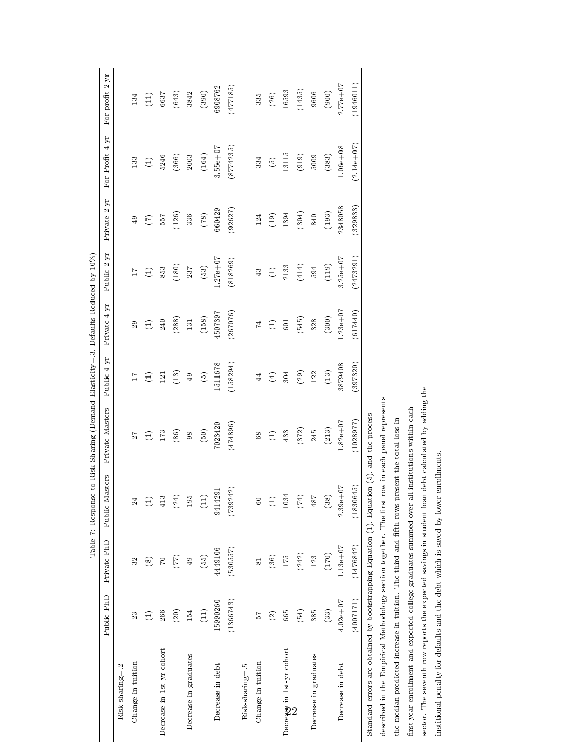Table 7: Response to Risk-Sharing (Demand Elasticity=.3, Defaults Reduced by 10%)

| | Public PhD | Private PhD | Public Masters | Private Masters | Public 4-yr | Private 4-yr | Public 2-yr | Private 2-yr | For-Profit 4-yr | For-profit 2-yr |
|---|---|---|---|---|---|---|---|---|---|---|
| Risk-sharing=.2 | | | | | | | | | | |
| Change in tuition | 23 | 32 | 24 | 27 | 17 | 29 | 17 | 49 | 133 | 134 |
| | (1) | (8) | (1) | (1) | (1) | (1) | (1) | (7) | (1) | (11) |
| Decrease in 1st-yr cohort | 266 | 70 | 413 | 173 | 121 | 240 | 853 | 557 | 5246 | 6637 |
| | (20) | (77) | (24) | (86) | (13) | (288) | (180) | (126) | (366) | (643) |
| Decrease in graduates | 154 | 49 | 195 | 98 | 49 | 131 | 237 | 336 | 2003 | 3842 |
| | (11) | (55) | (11) | (50) | (5) | (158) | (53) | (78) | (164) | (390) |
| Decrease in debt | 15990260 | 4449106 | 9414291 | 7023420 | 1511678 | 4507397 | 1.27e+07 | 660429 | 3.55e+07 | 6908762 |
| | (1366743) | (530557) | (739242) | (474896) | (158294) | (267076) | (818269) | (92627) | (8774235) | (477185) |
| Risk-sharing=.5 | | | | | | | | | | |
| Change in tuition | 57 | 81 | 60 | 68 | 44 | 74 | 43 | 124 | 334 | 335 |
| | (2) | (36) | (1) | (1) | (4) | (1) | (1) | (19) | (5) | (26) |
| Decrease in 1st-yr cohort | 665 | 175 | 1034 | 433 | 304 | 601 | 2133 | 1394 | 13115 | 16593 |
| | (54) | (242) | (74) | (372) | (29) | (545) | (414) | (304) | (919) | (1435) |
| Decrease in graduates | 385 | 123 | 487 | 245 | 122 | 328 | 594 | 840 | 5009 | 9606 |
| | (33) | (170) | (38) | (213) | (13) | (300) | (119) | (193) | (383) | (900) |
| Decrease in debt | 4.02e+07 | 1.13e+07 | 2.39e+07 | 1.82e+07 | 3879408 | 1.23e+07 | 3.25e+07 | 2348058 | 1.06e+08 | 2.77e+07 |
| | (4007171) | (1476842) | (1830645) | (1028977) | (397320) | (617440) | (2473291) | (329833) | (2.14e+07) | (1946011) |

Standard errors are obtained by bootstrapping Equation (1), Equation (5), and the process described in the Empirical Methodology section together. The first row in each panel represents the median predicted increase in tuition. The third and fifth rows present the total loss in first-year enrollment and expected college graduates summed over all institutions within each sector. The seventh row reports the expected savings in student loan debt calculated by adding the institional penalty for defaults and the debt which is saved by lower enrollments.